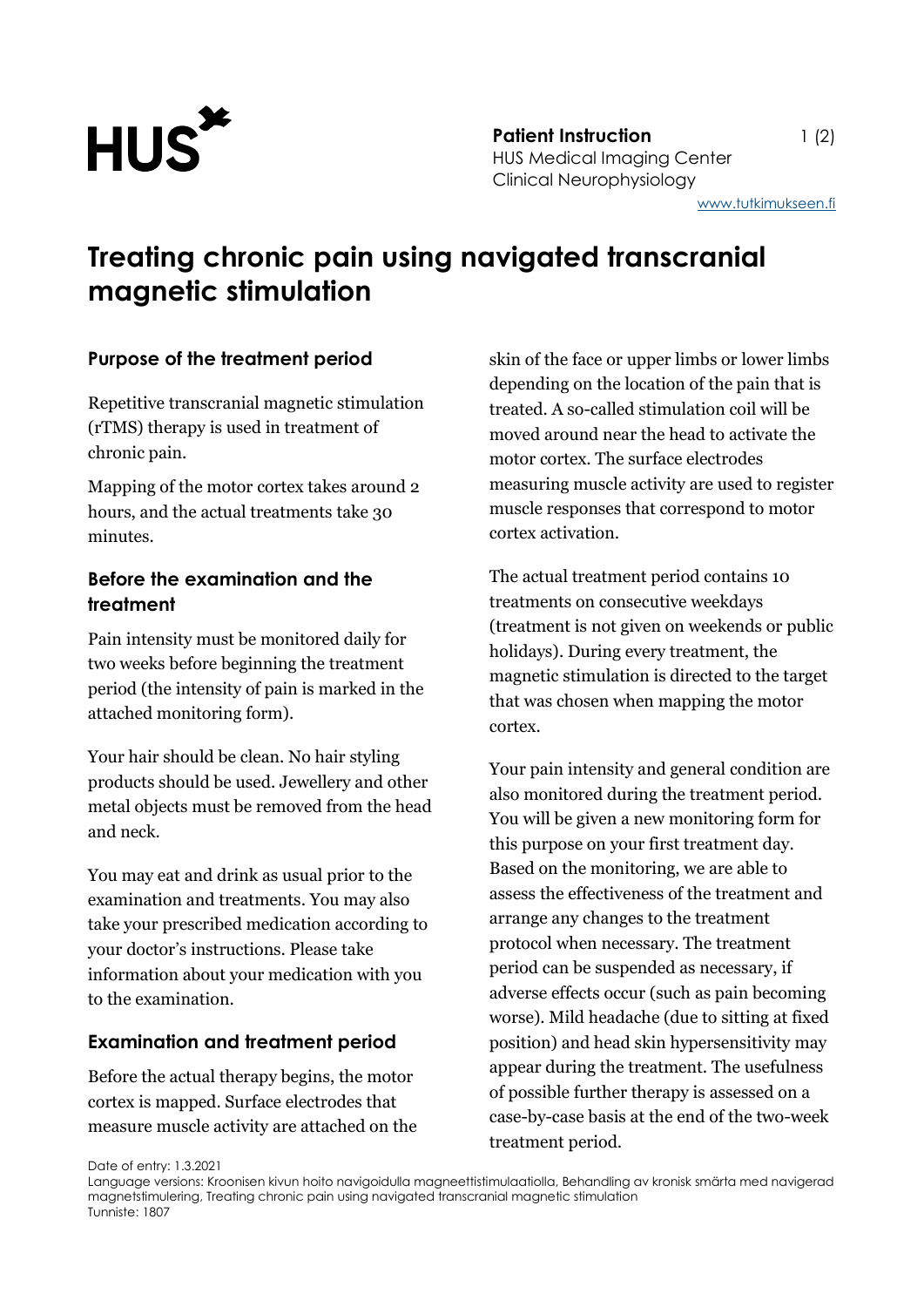# Treating chronic pain using navigated transcranial magnetic stimulation

## Purpose of the treatment period

Repetitive transcranial magnetic stimulation (rTMS) therapy is used in treatment of chronic pain.

Mapping of the motor cortex takes around 2 hours, and the actual treatments take 30 minutes.

## Before the examination and the treatment

Pain intensity must be monitored daily for two weeks before beginning the treatment period (the intensity of pain is marked in the attached monitoring form).

Your hair should be clean. No hair styling products should be used. Jewellery and other metal objects must be removed from the head and neck.

You may eat and drink as usual prior to the examination and treatments. You may also take your prescribed medication according to your doctor's instructions. Please take information about your medication with you to the examination.

## Examination and treatment period

Before the actual therapy begins, the motor cortex is mapped. Surface electrodes that measure muscle activity are attached on the skin of the face or upper limbs or lower limbs depending on the location of the pain that is treated. A so-called stimulation coil will be moved around near the head to activate the motor cortex. The surface electrodes measuring muscle activity are used to register muscle responses that correspond to motor cortex activation.

The actual treatment period contains 10 treatments on consecutive weekdays (treatment is not given on weekends or public holidays). During every treatment, the magnetic stimulation is directed to the target that was chosen when mapping the motor cortex.

Your pain intensity and general condition are also monitored during the treatment period. You will be given a new monitoring form for this purpose on your first treatment day. Based on the monitoring, we are able to assess the effectiveness of the treatment and arrange any changes to the treatment protocol when necessary. The treatment period can be suspended as necessary, if adverse effects occur (such as pain becoming worse). Mild headache (due to sitting at fixed position) and head skin hypersensitivity may appear during the treatment. The usefulness of possible further therapy is assessed on a case-by-case basis at the end of the two-week treatment period.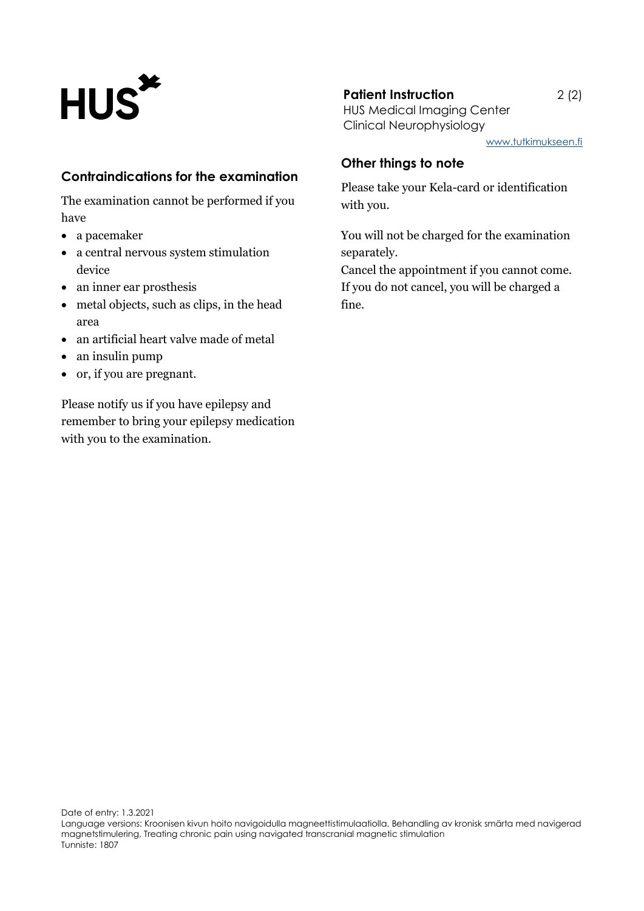## Contraindications for the examination

The examination cannot be performed if you have

- a pacemaker
- a central nervous system stimulation device
- an inner ear prosthesis
- metal objects, such as clips, in the head area
- an artificial heart valve made of metal
- an insulin pump
- or, if you are pregnant.

Please notify us if you have epilepsy and remember to bring your epilepsy medication with you to the examination.

## Other things to note

Please take your Kela-card or identification with you.

You will not be charged for the examination separately.
Cancel the appointment if you cannot come. If you do not cancel, you will be charged a fine.

Date of entry: 1.3.2021
Language versions: Kroonisen kivun hoito navigoidulla magneettistimulaatiolla, Behandling av kronisk smärta med navigerad magnetstimulering, Treating chronic pain using navigated transcranial magnetic stimulation
Tunniste: 1807